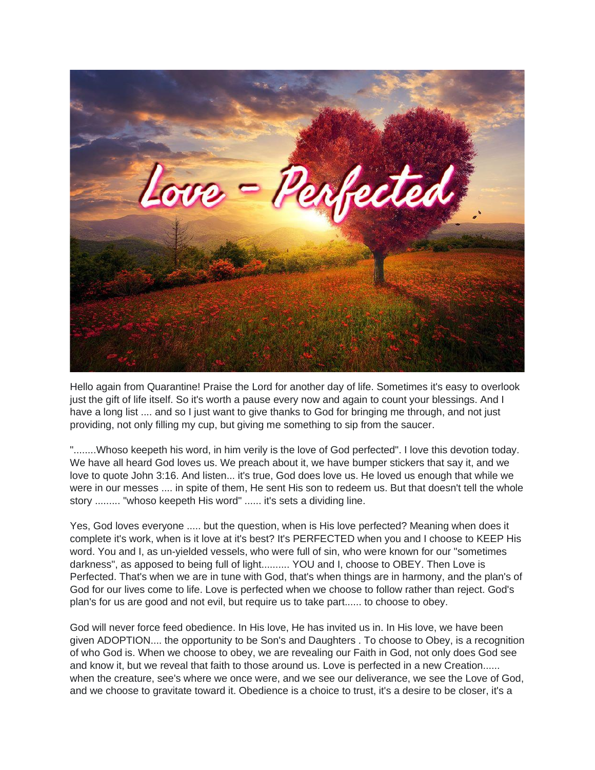Hello again from Quarantine! Praise the Lord for another day of life. Sometimes it's easy to overlook just the gift of life itself. So it's worth a pause every now and again to count your blessings. And I have a long list .... and so I just want to give thanks to God for bringing me through, and not just providing, not only filling my cup, but giving me something to sip from the saucer.

"........Whoso keepeth his word, in him verily is the love of God perfected". I love this devotion today. We have all heard God loves us. We preach about it, we have bumper stickers that say it, and we love to quote John 3:16. And listen... it's true, God does love us. He loved us enough that while we were in our messes .... in spite of them, He sent His son to redeem us. But that doesn't tell the whole story ......... "whoso keepeth His word" ...... it's sets a dividing line.

Yes, God loves everyone ..... but the question, when is His love perfected? Meaning when does it complete it's work, when is it love at it's best? It's PERFECTED when you and I choose to KEEP His word. You and I, as un-yielded vessels, who were full of sin, who were known for our "sometimes darkness", as apposed to being full of light.......... YOU and I, choose to OBEY. Then Love is Perfected. That's when we are in tune with God, that's when things are in harmony, and the plan's of God for our lives come to life. Love is perfected when we choose to follow rather than reject. God's plan's for us are good and not evil, but require us to take part...... to choose to obey.

God will never force feed obedience. In His love, He has invited us in. In His love, we have been given ADOPTION.... the opportunity to be Son's and Daughters . To choose to Obey, is a recognition of who God is. When we choose to obey, we are revealing our Faith in God, not only does God see and know it, but we reveal that faith to those around us. Love is perfected in a new Creation...... when the creature, see's where we once were, and we see our deliverance, we see the Love of God, and we choose to gravitate toward it. Obedience is a choice to trust, it's a desire to be closer, it's a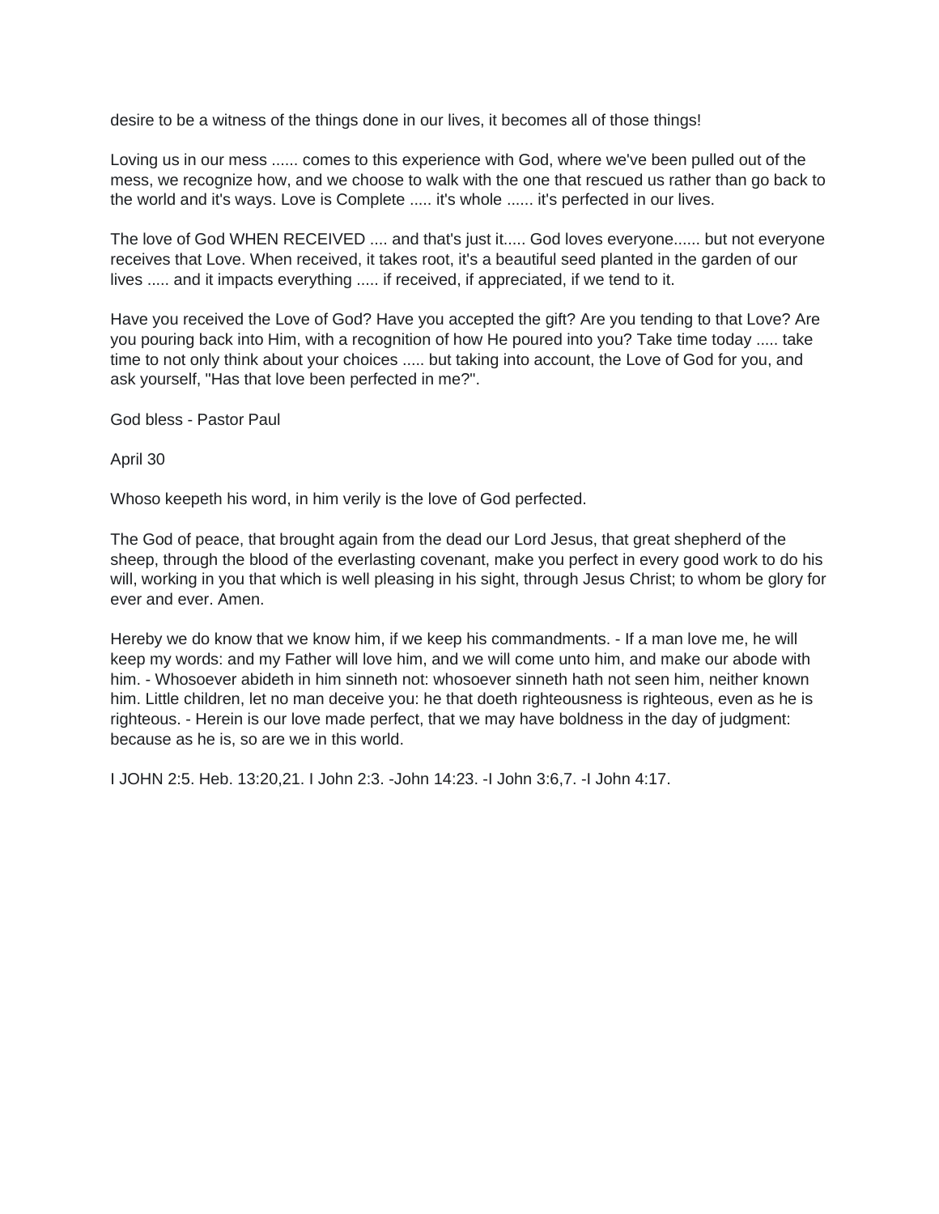desire to be a witness of the things done in our lives, it becomes all of those things!

Loving us in our mess ...... comes to this experience with God, where we've been pulled out of the mess, we recognize how, and we choose to walk with the one that rescued us rather than go back to the world and it's ways. Love is Complete ..... it's whole ...... it's perfected in our lives.

The love of God WHEN RECEIVED .... and that's just it..... God loves everyone...... but not everyone receives that Love. When received, it takes root, it's a beautiful seed planted in the garden of our lives ..... and it impacts everything ..... if received, if appreciated, if we tend to it.

Have you received the Love of God? Have you accepted the gift? Are you tending to that Love? Are you pouring back into Him, with a recognition of how He poured into you? Take time today ..... take time to not only think about your choices ..... but taking into account, the Love of God for you, and ask yourself, "Has that love been perfected in me?".

God bless - Pastor Paul

April 30

Whoso keepeth his word, in him verily is the love of God perfected.

The God of peace, that brought again from the dead our Lord Jesus, that great shepherd of the sheep, through the blood of the everlasting covenant, make you perfect in every good work to do his will, working in you that which is well pleasing in his sight, through Jesus Christ; to whom be glory for ever and ever. Amen.

Hereby we do know that we know him, if we keep his commandments. - If a man love me, he will keep my words: and my Father will love him, and we will come unto him, and make our abode with him. - Whosoever abideth in him sinneth not: whosoever sinneth hath not seen him, neither known him. Little children, let no man deceive you: he that doeth righteousness is righteous, even as he is righteous. - Herein is our love made perfect, that we may have boldness in the day of judgment: because as he is, so are we in this world.

I JOHN 2:5. Heb. 13:20,21. I John 2:3. -John 14:23. -I John 3:6,7. -I John 4:17.